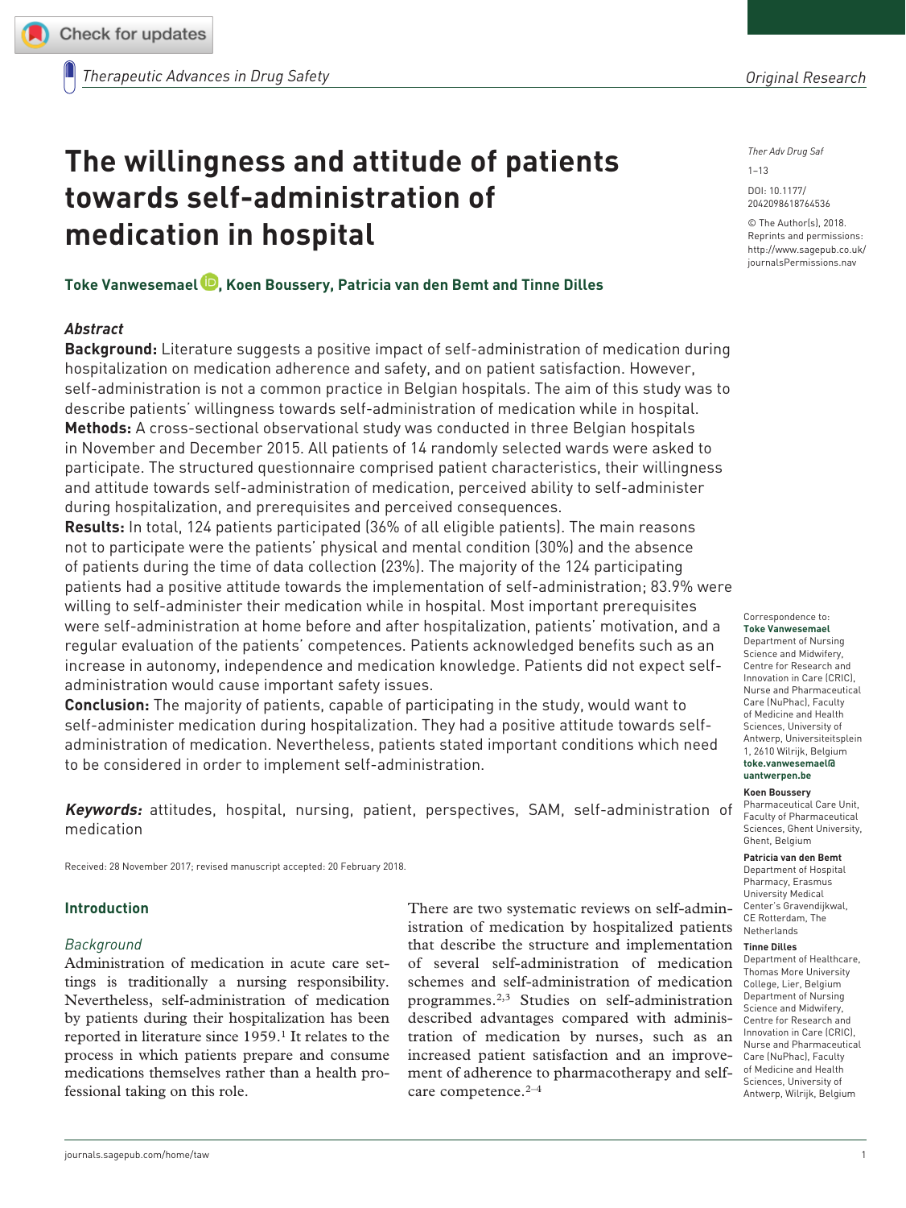# The willingness and attitude of patients towards self-administration of medication in hospital

**Toke Vanwesemael, Koen Boussery, Patricia van den Bemt and Tinne Dilles**

## *Abstract*

**Background:** Literature suggests a positive impact of self-administration of medication during hospitalization on medication adherence and safety, and on patient satisfaction. However, self-administration is not a common practice in Belgian hospitals. The aim of this study was to describe patients' willingness towards self-administration of medication while in hospital.

**Methods:** A cross-sectional observational study was conducted in three Belgian hospitals in November and December 2015. All patients of 14 randomly selected wards were asked to participate. The structured questionnaire comprised patient characteristics, their willingness and attitude towards self-administration of medication, perceived ability to self-administer during hospitalization, and prerequisites and perceived consequences.

**Results:** In total, 124 patients participated (36% of all eligible patients). The main reasons not to participate were the patients' physical and mental condition (30%) and the absence of patients during the time of data collection (23%). The majority of the 124 participating patients had a positive attitude towards the implementation of self-administration; 83.9% were willing to self-administer their medication while in hospital. Most important prerequisites were self-administration at home before and after hospitalization, patients' motivation, and a regular evaluation of the patients' competences. Patients acknowledged benefits such as an increase in autonomy, independence and medication knowledge. Patients did not expect self-administration would cause important safety issues.

**Conclusion:** The majority of patients, capable of participating in the study, would want to self-administer medication during hospitalization. They had a positive attitude towards self-administration of medication. Nevertheless, patients stated important conditions which need to be considered in order to implement self-administration.

***Keywords:*** attitudes, hospital, nursing, patient, perspectives, SAM, self-administration of medication

Received: 28 November 2017; revised manuscript accepted: 20 February 2018.

Correspondence to:
**Toke Vanwesemael**
Department of Nursing Science and Midwifery, Centre for Research and Innovation in Care (CRIC), Nurse and Pharmaceutical Care (NuPhac), Faculty of Medicine and Health Sciences, University of Antwerp, Universiteitsplein 1, 2610 Wilrijk, Belgium
**toke.vanwesemael@uantwerpen.be**

**Koen Boussery**
Pharmaceutical Care Unit, Faculty of Pharmaceutical Sciences, Ghent University, Ghent, Belgium

**Patricia van den Bemt**
Department of Hospital Pharmacy, Erasmus University Medical Center's Gravendijkwal, CE Rotterdam, The Netherlands

**Tinne Dilles**
Department of Healthcare, Thomas More University College, Lier, Belgium
Department of Nursing Science and Midwifery, Centre for Research and Innovation in Care (CRIC), Nurse and Pharmaceutical Care (NuPhac), Faculty of Medicine and Health Sciences, University of Antwerp, Wilrijk, Belgium

## Introduction

### *Background*

Administration of medication in acute care settings is traditionally a nursing responsibility. Nevertheless, self-administration of medication by patients during their hospitalization has been reported in literature since 1959.[1] It relates to the process in which patients prepare and consume medications themselves rather than a health professional taking on this role.

There are two systematic reviews on self-administration of medication by hospitalized patients that describe the structure and implementation of several self-administration of medication schemes and self-administration of medication programmes.[2,3] Studies on self-administration described advantages compared with administration of medication by nurses, such as an increased patient satisfaction and an improvement of adherence to pharmacotherapy and self-care competence.[2–4]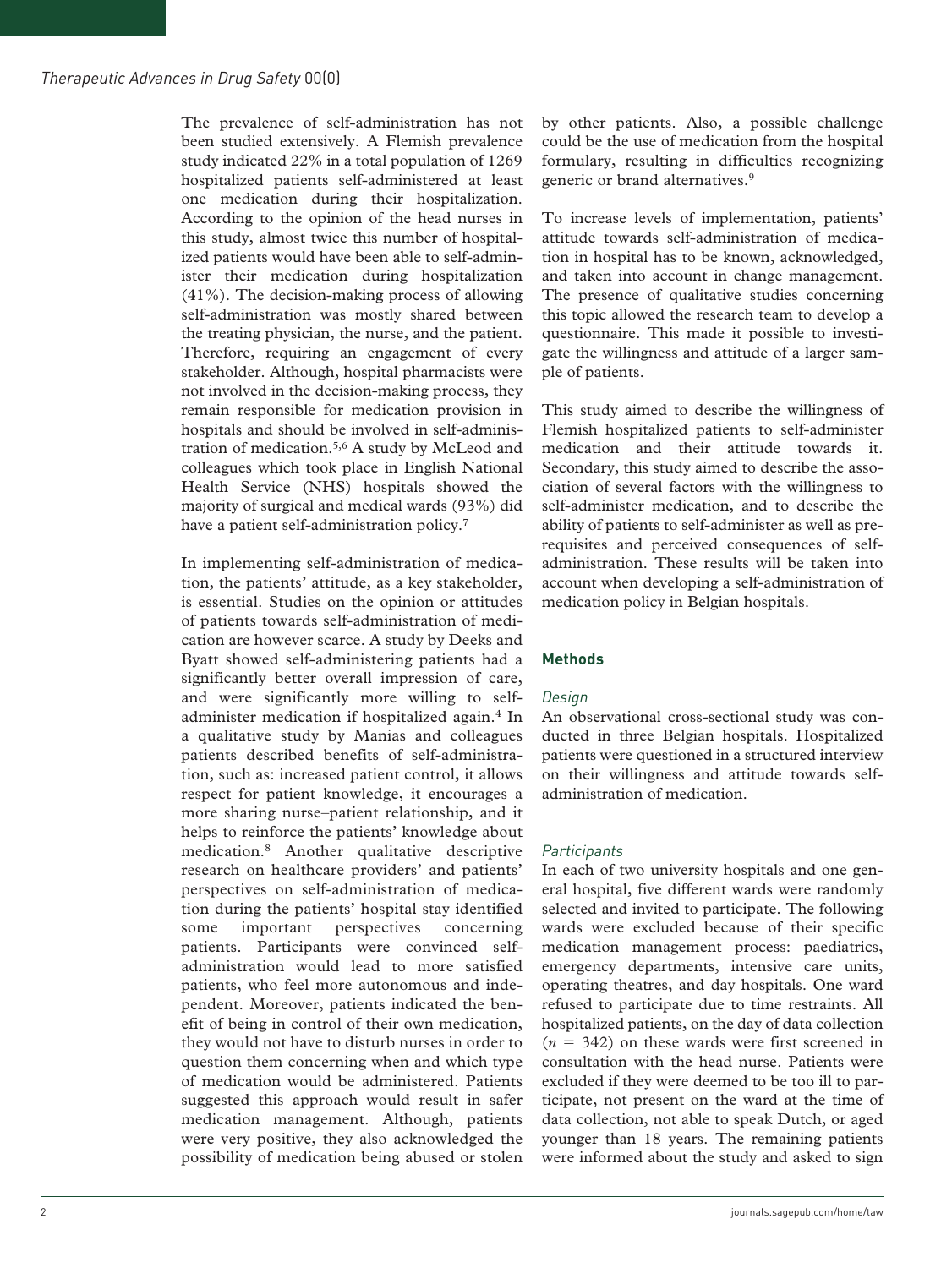The prevalence of self-administration has not been studied extensively. A Flemish prevalence study indicated 22% in a total population of 1269 hospitalized patients self-administered at least one medication during their hospitalization. According to the opinion of the head nurses in this study, almost twice this number of hospitalized patients would have been able to self-administer their medication during hospitalization (41%). The decision-making process of allowing self-administration was mostly shared between the treating physician, the nurse, and the patient. Therefore, requiring an engagement of every stakeholder. Although, hospital pharmacists were not involved in the decision-making process, they remain responsible for medication provision in hospitals and should be involved in self-administration of medication.[5,6] A study by McLeod and colleagues which took place in English National Health Service (NHS) hospitals showed the majority of surgical and medical wards (93%) did have a patient self-administration policy.[7]

In implementing self-administration of medication, the patients' attitude, as a key stakeholder, is essential. Studies on the opinion or attitudes of patients towards self-administration of medication are however scarce. A study by Deeks and Byatt showed self-administering patients had a significantly better overall impression of care, and were significantly more willing to self-administer medication if hospitalized again.[4] In a qualitative study by Manias and colleagues patients described benefits of self-administration, such as: increased patient control, it allows respect for patient knowledge, it encourages a more sharing nurse–patient relationship, and it helps to reinforce the patients' knowledge about medication.[8] Another qualitative descriptive research on healthcare providers' and patients' perspectives on self-administration of medication during the patients' hospital stay identified some important perspectives concerning patients. Participants were convinced self-administration would lead to more satisfied patients, who feel more autonomous and independent. Moreover, patients indicated the benefit of being in control of their own medication, they would not have to disturb nurses in order to question them concerning when and which type of medication would be administered. Patients suggested this approach would result in safer medication management. Although, patients were very positive, they also acknowledged the possibility of medication being abused or stolen by other patients. Also, a possible challenge could be the use of medication from the hospital formulary, resulting in difficulties recognizing generic or brand alternatives.[9]

To increase levels of implementation, patients' attitude towards self-administration of medication in hospital has to be known, acknowledged, and taken into account in change management. The presence of qualitative studies concerning this topic allowed the research team to develop a questionnaire. This made it possible to investigate the willingness and attitude of a larger sample of patients.

This study aimed to describe the willingness of Flemish hospitalized patients to self-administer medication and their attitude towards it. Secondary, this study aimed to describe the association of several factors with the willingness to self-administer medication, and to describe the ability of patients to self-administer as well as prerequisites and perceived consequences of self-administration. These results will be taken into account when developing a self-administration of medication policy in Belgian hospitals.

## Methods

### *Design*

An observational cross-sectional study was conducted in three Belgian hospitals. Hospitalized patients were questioned in a structured interview on their willingness and attitude towards self-administration of medication.

### *Participants*

In each of two university hospitals and one general hospital, five different wards were randomly selected and invited to participate. The following wards were excluded because of their specific medication management process: paediatrics, emergency departments, intensive care units, operating theatres, and day hospitals. One ward refused to participate due to time restraints. All hospitalized patients, on the day of data collection ($n = 342$) on these wards were first screened in consultation with the head nurse. Patients were excluded if they were deemed to be too ill to participate, not present on the ward at the time of data collection, not able to speak Dutch, or aged younger than 18 years. The remaining patients were informed about the study and asked to sign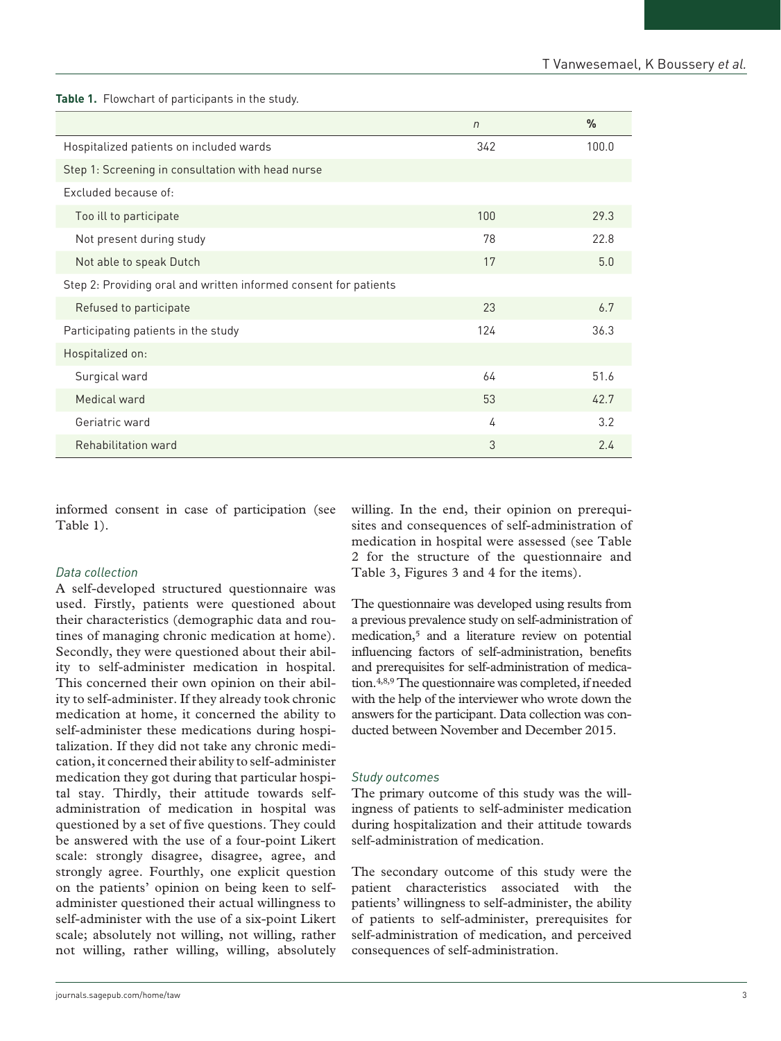**Table 1.** Flowchart of participants in the study.

| | *n* | % |
|---|---|---|
| Hospitalized patients on included wards | 342 | 100.0 |
| Step 1: Screening in consultation with head nurse | | |
| Excluded because of: | | |
| Too ill to participate | 100 | 29.3 |
| Not present during study | 78 | 22.8 |
| Not able to speak Dutch | 17 | 5.0 |
| Step 2: Providing oral and written informed consent for patients | | |
| Refused to participate | 23 | 6.7 |
| Participating patients in the study | 124 | 36.3 |
| Hospitalized on: | | |
| Surgical ward | 64 | 51.6 |
| Medical ward | 53 | 42.7 |
| Geriatric ward | 4 | 3.2 |
| Rehabilitation ward | 3 | 2.4 |

informed consent in case of participation (see Table 1).

### *Data collection*

A self-developed structured questionnaire was used. Firstly, patients were questioned about their characteristics (demographic data and routines of managing chronic medication at home). Secondly, they were questioned about their ability to self-administer medication in hospital. This concerned their own opinion on their ability to self-administer. If they already took chronic medication at home, it concerned the ability to self-administer these medications during hospitalization. If they did not take any chronic medication, it concerned their ability to self-administer medication they got during that particular hospital stay. Thirdly, their attitude towards self-administration of medication in hospital was questioned by a set of five questions. They could be answered with the use of a four-point Likert scale: strongly disagree, disagree, agree, and strongly agree. Fourthly, one explicit question on the patients' opinion on being keen to self-administer questioned their actual willingness to self-administer with the use of a six-point Likert scale; absolutely not willing, not willing, rather not willing, rather willing, willing, absolutely willing. In the end, their opinion on prerequisites and consequences of self-administration of medication in hospital were assessed (see Table 2 for the structure of the questionnaire and Table 3, Figures 3 and 4 for the items).

The questionnaire was developed using results from a previous prevalence study on self-administration of medication,[5] and a literature review on potential influencing factors of self-administration, benefits and prerequisites for self-administration of medication.[4,8,9] The questionnaire was completed, if needed with the help of the interviewer who wrote down the answers for the participant. Data collection was conducted between November and December 2015.

### *Study outcomes*

The primary outcome of this study was the willingness of patients to self-administer medication during hospitalization and their attitude towards self-administration of medication.

The secondary outcome of this study were the patient characteristics associated with the patients' willingness to self-administer, the ability of patients to self-administer, prerequisites for self-administration of medication, and perceived consequences of self-administration.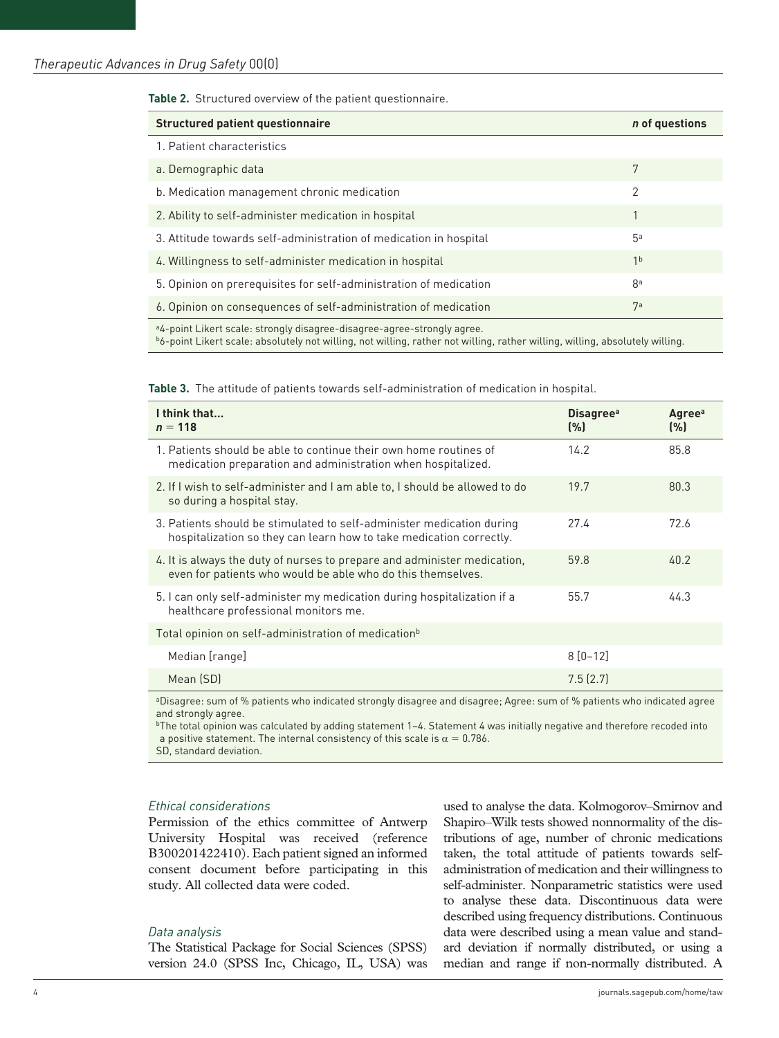**Table 2.** Structured overview of the patient questionnaire.

| Structured patient questionnaire | *n* of questions |
|---|---|
| 1. Patient characteristics | |
| a. Demographic data | 7 |
| b. Medication management chronic medication | 2 |
| 2. Ability to self-administer medication in hospital | 1 |
| 3. Attitude towards self-administration of medication in hospital | 5[a] |
| 4. Willingness to self-administer medication in hospital | 1[b] |
| 5. Opinion on prerequisites for self-administration of medication | 8[a] |
| 6. Opinion on consequences of self-administration of medication | 7[a] |

[a]4-point Likert scale: strongly disagree-disagree-agree-strongly agree.
[b]6-point Likert scale: absolutely not willing, not willing, rather not willing, rather willing, willing, absolutely willing.

**Table 3.** The attitude of patients towards self-administration of medication in hospital.

| I think that… $n = 118$ | Disagree[a] (%) | Agree[a] (%) |
|---|---|---|
| 1. Patients should be able to continue their own home routines of medication preparation and administration when hospitalized. | 14.2 | 85.8 |
| 2. If I wish to self-administer and I am able to, I should be allowed to do so during a hospital stay. | 19.7 | 80.3 |
| 3. Patients should be stimulated to self-administer medication during hospitalization so they can learn how to take medication correctly. | 27.4 | 72.6 |
| 4. It is always the duty of nurses to prepare and administer medication, even for patients who would be able who do this themselves. | 59.8 | 40.2 |
| 5. I can only self-administer my medication during hospitalization if a healthcare professional monitors me. | 55.7 | 44.3 |
| Total opinion on self-administration of medication[b] | | |
| Median [range] | 8 [0–12] | |
| Mean (SD) | 7.5 (2.7) | |

[a]Disagree: sum of % patients who indicated strongly disagree and disagree; Agree: sum of % patients who indicated agree and strongly agree.
[b]The total opinion was calculated by adding statement 1–4. Statement 4 was initially negative and therefore recoded into a positive statement. The internal consistency of this scale is $\alpha = 0.786$.
SD, standard deviation.

### *Ethical considerations*

Permission of the ethics committee of Antwerp University Hospital was received (reference B300201422410). Each patient signed an informed consent document before participating in this study. All collected data were coded.

### *Data analysis*

The Statistical Package for Social Sciences (SPSS) version 24.0 (SPSS Inc, Chicago, IL, USA) was used to analyse the data. Kolmogorov–Smirnov and Shapiro–Wilk tests showed nonnormality of the distributions of age, number of chronic medications taken, the total attitude of patients towards self-administration of medication and their willingness to self-administer. Nonparametric statistics were used to analyse these data. Discontinuous data were described using frequency distributions. Continuous data were described using a mean value and standard deviation if normally distributed, or using a median and range if non-normally distributed. A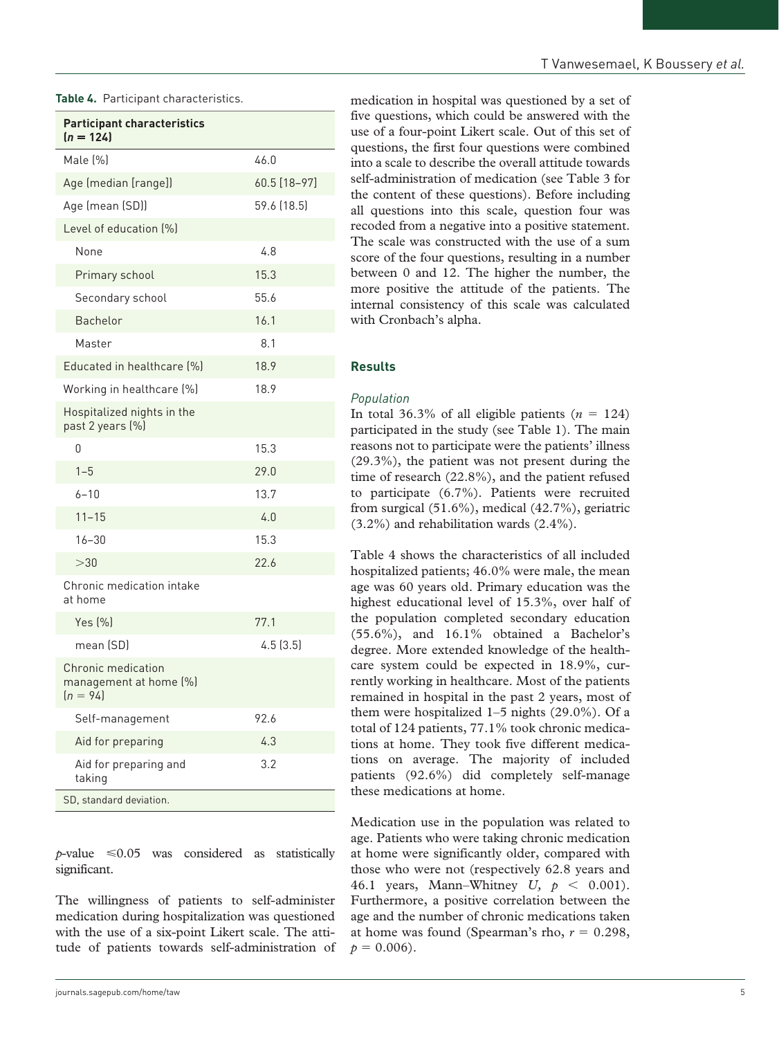**Table 4.** Participant characteristics.

| Participant characteristics ($n$ = 124) | |
|---|---|
| Male (%) | 46.0 |
| Age (median [range]) | 60.5 [18–97] |
| Age (mean (SD)) | 59.6 (18.5) |
| Level of education (%) | |
| None | 4.8 |
| Primary school | 15.3 |
| Secondary school | 55.6 |
| Bachelor | 16.1 |
| Master | 8.1 |
| Educated in healthcare (%) | 18.9 |
| Working in healthcare (%) | 18.9 |
| Hospitalized nights in the past 2 years (%) | |
| 0 | 15.3 |
| 1–5 | 29.0 |
| 6–10 | 13.7 |
| 11–15 | 4.0 |
| 16–30 | 15.3 |
| >30 | 22.6 |
| Chronic medication intake at home | |
| Yes (%) | 77.1 |
| mean (SD) | 4.5 (3.5) |
| Chronic medication management at home (%) ($n$ = 94) | |
| Self-management | 92.6 |
| Aid for preparing | 4.3 |
| Aid for preparing and taking | 3.2 |

SD, standard deviation.

$p$-value $\leq 0.05$ was considered as statistically significant.

The willingness of patients to self-administer medication during hospitalization was questioned with the use of a six-point Likert scale. The attitude of patients towards self-administration of medication in hospital was questioned by a set of five questions, which could be answered with the use of a four-point Likert scale. Out of this set of questions, the first four questions were combined into a scale to describe the overall attitude towards self-administration of medication (see Table 3 for the content of these questions). Before including all questions into this scale, question four was recoded from a negative into a positive statement. The scale was constructed with the use of a sum score of the four questions, resulting in a number between 0 and 12. The higher the number, the more positive the attitude of the patients. The internal consistency of this scale was calculated with Cronbach's alpha.

## Results

### *Population*

In total 36.3% of all eligible patients ($n$ = 124) participated in the study (see Table 1). The main reasons not to participate were the patients' illness (29.3%), the patient was not present during the time of research (22.8%), and the patient refused to participate (6.7%). Patients were recruited from surgical (51.6%), medical (42.7%), geriatric (3.2%) and rehabilitation wards (2.4%).

Table 4 shows the characteristics of all included hospitalized patients; 46.0% were male, the mean age was 60 years old. Primary education was the highest educational level of 15.3%, over half of the population completed secondary education (55.6%), and 16.1% obtained a Bachelor's degree. More extended knowledge of the healthcare system could be expected in 18.9%, currently working in healthcare. Most of the patients remained in hospital in the past 2 years, most of them were hospitalized 1–5 nights (29.0%). Of a total of 124 patients, 77.1% took chronic medications at home. They took five different medications on average. The majority of included patients (92.6%) did completely self-manage these medications at home.

Medication use in the population was related to age. Patients who were taking chronic medication at home were significantly older, compared with those who were not (respectively 62.8 years and 46.1 years, Mann–Whitney $U$, $p < 0.001$). Furthermore, a positive correlation between the age and the number of chronic medications taken at home was found (Spearman's rho, $r = 0.298$, $p = 0.006$).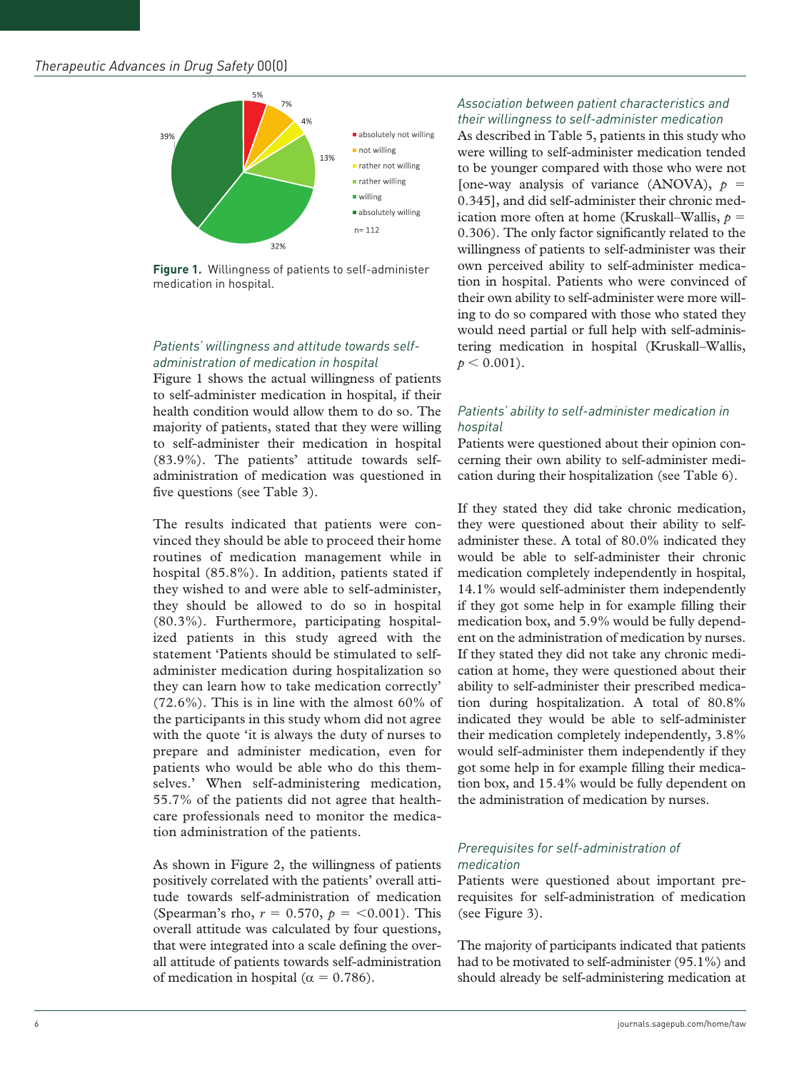Figure 1. Willingness of patients to self-administer medication in hospital.

### *Patients' willingness and attitude towards self-administration of medication in hospital*

Figure 1 shows the actual willingness of patients to self-administer medication in hospital, if their health condition would allow them to do so. The majority of patients, stated that they were willing to self-administer their medication in hospital (83.9%). The patients' attitude towards self-administration of medication was questioned in five questions (see Table 3).

The results indicated that patients were convinced they should be able to proceed their home routines of medication management while in hospital (85.8%). In addition, patients stated if they wished to and were able to self-administer, they should be allowed to do so in hospital (80.3%). Furthermore, participating hospitalized patients in this study agreed with the statement 'Patients should be stimulated to self-administer medication during hospitalization so they can learn how to take medication correctly' (72.6%). This is in line with the almost 60% of the participants in this study whom did not agree with the quote 'it is always the duty of nurses to prepare and administer medication, even for patients who would be able who do this themselves.' When self-administering medication, 55.7% of the patients did not agree that healthcare professionals need to monitor the medication administration of the patients.

As shown in Figure 2, the willingness of patients positively correlated with the patients' overall attitude towards self-administration of medication (Spearman's rho, $r = 0.570$, $p = <0.001$). This overall attitude was calculated by four questions, that were integrated into a scale defining the overall attitude of patients towards self-administration of medication in hospital ($\alpha = 0.786$).

### *Association between patient characteristics and their willingness to self-administer medication*

As described in Table 5, patients in this study who were willing to self-administer medication tended to be younger compared with those who were not [one-way analysis of variance (ANOVA), $p = 0.345$], and did self-administer their chronic medication more often at home (Kruskall–Wallis, $p = 0.306$). The only factor significantly related to the willingness of patients to self-administer was their own perceived ability to self-administer medication in hospital. Patients who were convinced of their own ability to self-administer were more willing to do so compared with those who stated they would need partial or full help with self-administering medication in hospital (Kruskall–Wallis, $p < 0.001$).

### *Patients' ability to self-administer medication in hospital*

Patients were questioned about their opinion concerning their own ability to self-administer medication during their hospitalization (see Table 6).

If they stated they did take chronic medication, they were questioned about their ability to self-administer these. A total of 80.0% indicated they would be able to self-administer their chronic medication completely independently in hospital, 14.1% would self-administer them independently if they got some help in for example filling their medication box, and 5.9% would be fully dependent on the administration of medication by nurses. If they stated they did not take any chronic medication at home, they were questioned about their ability to self-administer their prescribed medication during hospitalization. A total of 80.8% indicated they would be able to self-administer their medication completely independently, 3.8% would self-administer them independently if they got some help in for example filling their medication box, and 15.4% would be fully dependent on the administration of medication by nurses.

### *Prerequisites for self-administration of medication*

Patients were questioned about important prerequisites for self-administration of medication (see Figure 3).

The majority of participants indicated that patients had to be motivated to self-administer (95.1%) and should already be self-administering medication at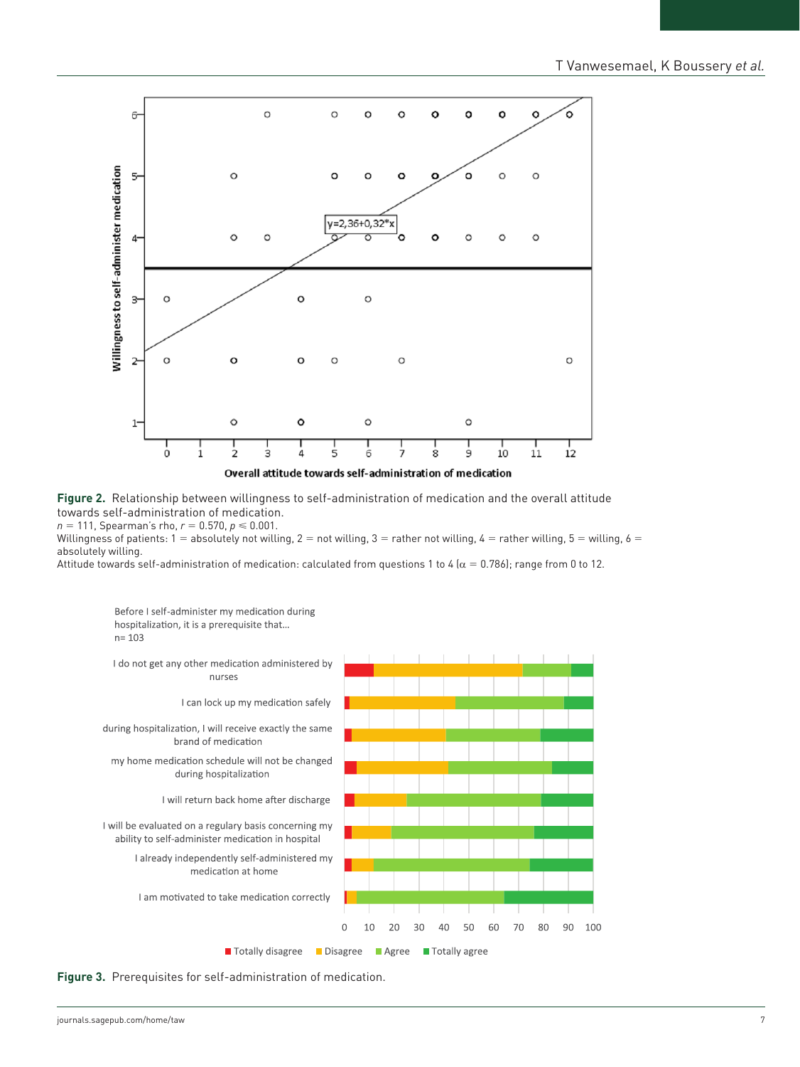**Figure 2.** Relationship between willingness to self-administration of medication and the overall attitude towards self-administration of medication.
$n = 111$, Spearman's rho, $r = 0.570$, $p \leq 0.001$.
Willingness of patients: 1 = absolutely not willing, 2 = not willing, 3 = rather not willing, 4 = rather willing, 5 = willing, 6 = absolutely willing.
Attitude towards self-administration of medication: calculated from questions 1 to 4 ($\alpha = 0.786$); range from 0 to 12.

**Figure 3.** Prerequisites for self-administration of medication.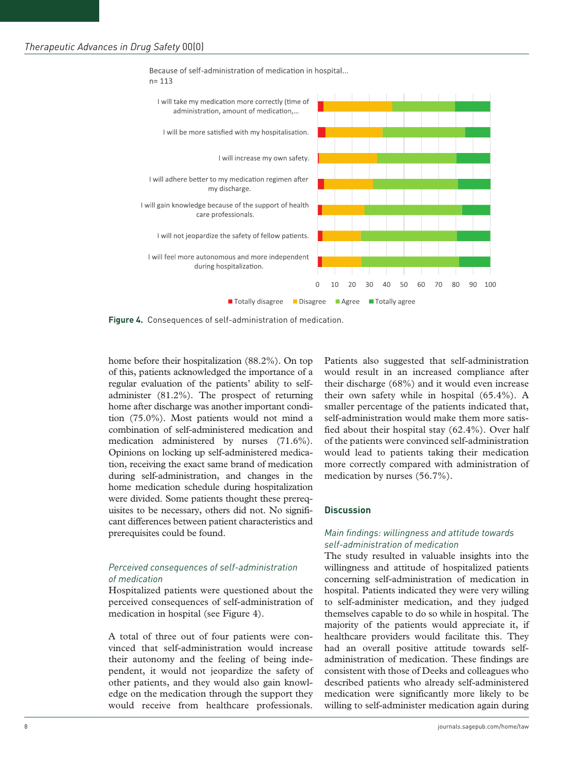Because of self-administration of medication in hospital...
n= 113

I will take my medication more correctly (time of administration, amount of medication,...

I will be more satisfied with my hospitalisation.

I will increase my own safety.

I will adhere better to my medication regimen after my discharge.

I will gain knowledge because of the support of health care professionals.

I will not jeopardize the safety of fellow patients.

I will feel more autonomous and more independent during hospitalization.

0 10 20 30 40 50 60 70 80 90 100

Totally disagree  Disagree  Agree  Totally agree

**Figure 4.** Consequences of self-administration of medication.

home before their hospitalization (88.2%). On top of this, patients acknowledged the importance of a regular evaluation of the patients' ability to self-administer (81.2%). The prospect of returning home after discharge was another important condition (75.0%). Most patients would not mind a combination of self-administered medication and medication administered by nurses (71.6%). Opinions on locking up self-administered medication, receiving the exact same brand of medication during self-administration, and changes in the home medication schedule during hospitalization were divided. Some patients thought these prerequisites to be necessary, others did not. No significant differences between patient characteristics and prerequisites could be found.

### *Perceived consequences of self-administration of medication*

Hospitalized patients were questioned about the perceived consequences of self-administration of medication in hospital (see Figure 4).

A total of three out of four patients were convinced that self-administration would increase their autonomy and the feeling of being independent, it would not jeopardize the safety of other patients, and they would also gain knowledge on the medication through the support they would receive from healthcare professionals. Patients also suggested that self-administration would result in an increased compliance after their discharge (68%) and it would even increase their own safety while in hospital (65.4%). A smaller percentage of the patients indicated that, self-administration would make them more satisfied about their hospital stay (62.4%). Over half of the patients were convinced self-administration would lead to patients taking their medication more correctly compared with administration of medication by nurses (56.7%).

## Discussion

### *Main findings: willingness and attitude towards self-administration of medication*

The study resulted in valuable insights into the willingness and attitude of hospitalized patients concerning self-administration of medication in hospital. Patients indicated they were very willing to self-administer medication, and they judged themselves capable to do so while in hospital. The majority of the patients would appreciate it, if healthcare providers would facilitate this. They had an overall positive attitude towards self-administration of medication. These findings are consistent with those of Deeks and colleagues who described patients who already self-administered medication were significantly more likely to be willing to self-administer medication again during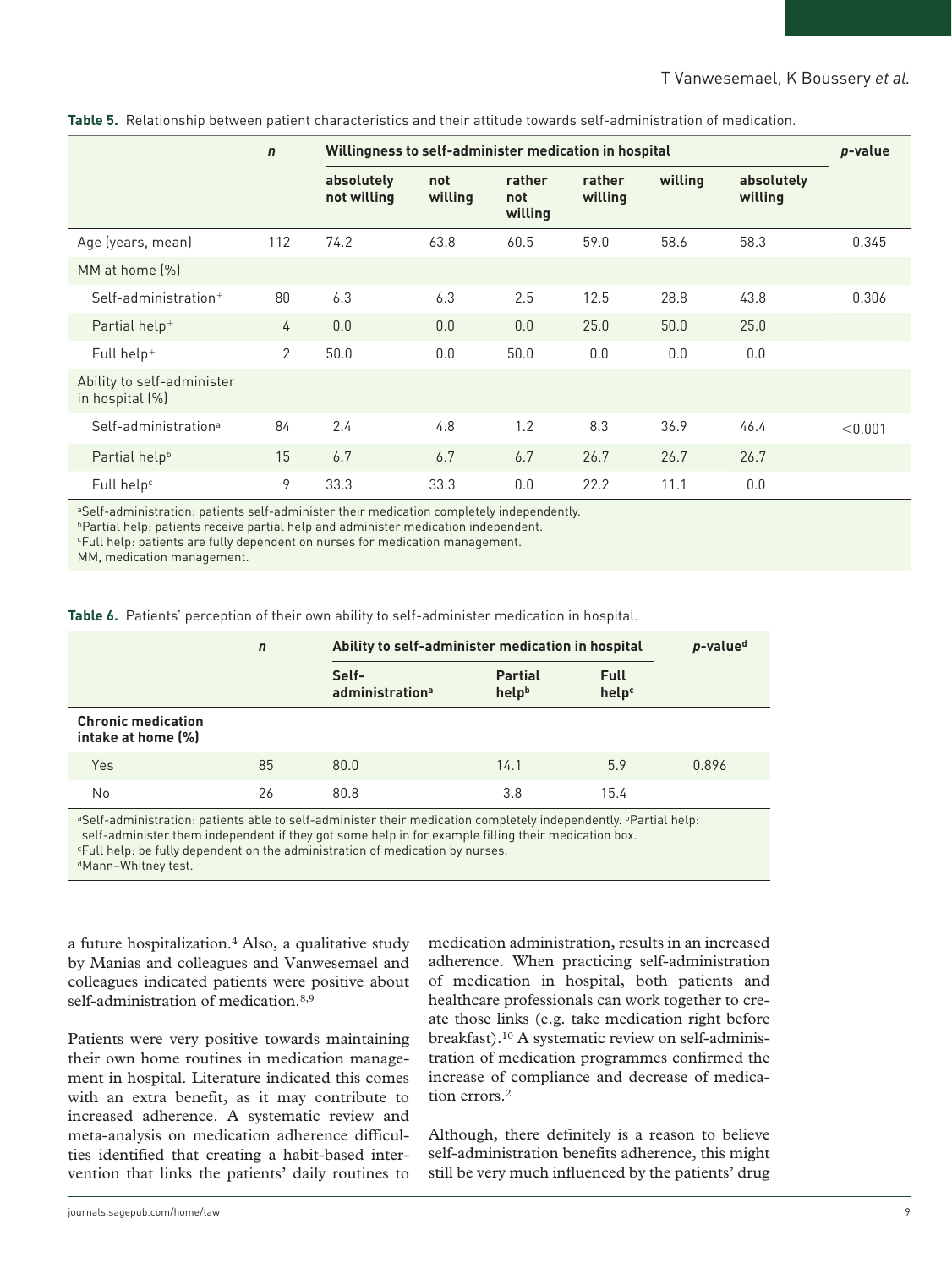**Table 5.** Relationship between patient characteristics and their attitude towards self-administration of medication.

| | *n* | Willingness to self-administer medication in hospital | | | | | | *p*-value |
|---|---|---|---|---|---|---|---|---|
| | | absolutely not willing | not willing | rather not willing | rather willing | willing | absolutely willing | |
| Age (years, mean) | 112 | 74.2 | 63.8 | 60.5 | 59.0 | 58.6 | 58.3 | 0.345 |
| MM at home (%) | | | | | | | | |
| Self-administration+ | 80 | 6.3 | 6.3 | 2.5 | 12.5 | 28.8 | 43.8 | 0.306 |
| Partial help+ | 4 | 0.0 | 0.0 | 0.0 | 25.0 | 50.0 | 25.0 | |
| Full help+ | 2 | 50.0 | 0.0 | 50.0 | 0.0 | 0.0 | 0.0 | |
| Ability to self-administer in hospital (%) | | | | | | | | |
| Self-administration[a] | 84 | 2.4 | 4.8 | 1.2 | 8.3 | 36.9 | 46.4 | <0.001 |
| Partial help[b] | 15 | 6.7 | 6.7 | 6.7 | 26.7 | 26.7 | 26.7 | |
| Full help[c] | 9 | 33.3 | 33.3 | 0.0 | 22.2 | 11.1 | 0.0 | |

[a]Self-administration: patients self-administer their medication completely independently.
[b]Partial help: patients receive partial help and administer medication independent.
[c]Full help: patients are fully dependent on nurses for medication management.
MM, medication management.

**Table 6.** Patients' perception of their own ability to self-administer medication in hospital.

| | *n* | Ability to self-administer medication in hospital | | | *p*-value[d] |
|---|---|---|---|---|---|
| | | Self-administration[a] | Partial help[b] | Full help[c] | |
| **Chronic medication intake at home (%)** | | | | | |
| Yes | 85 | 80.0 | 14.1 | 5.9 | 0.896 |
| No | 26 | 80.8 | 3.8 | 15.4 | |

[a]Self-administration: patients able to self-administer their medication completely independently. [b]Partial help: self-administer them independent if they got some help in for example filling their medication box.
[c]Full help: be fully dependent on the administration of medication by nurses.
[d]Mann–Whitney test.

a future hospitalization.[4] Also, a qualitative study by Manias and colleagues and Vanwesemael and colleagues indicated patients were positive about self-administration of medication.[8,9]

Patients were very positive towards maintaining their own home routines in medication management in hospital. Literature indicated this comes with an extra benefit, as it may contribute to increased adherence. A systematic review and meta-analysis on medication adherence difficulties identified that creating a habit-based intervention that links the patients' daily routines to medication administration, results in an increased adherence. When practicing self-administration of medication in hospital, both patients and healthcare professionals can work together to create those links (e.g. take medication right before breakfast).[10] A systematic review on self-administration of medication programmes confirmed the increase of compliance and decrease of medication errors.[2]

Although, there definitely is a reason to believe self-administration benefits adherence, this might still be very much influenced by the patients' drug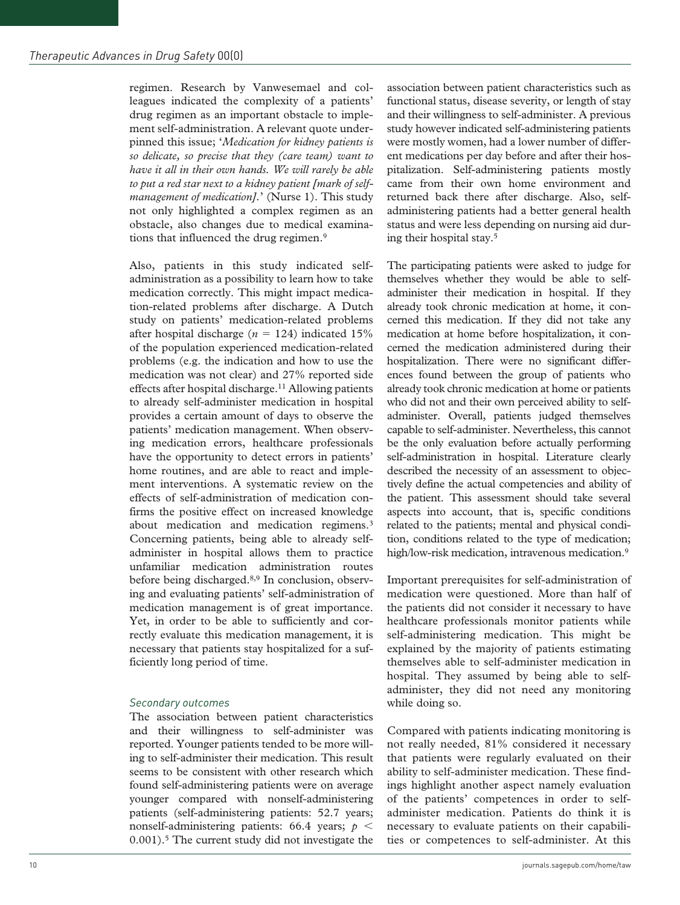regimen. Research by Vanwesemael and colleagues indicated the complexity of a patients' drug regimen as an important obstacle to implement self-administration. A relevant quote underpinned this issue; '*Medication for kidney patients is so delicate, so precise that they (care team) want to have it all in their own hands. We will rarely be able to put a red star next to a kidney patient [mark of self-management of medication].*' (Nurse 1). This study not only highlighted a complex regimen as an obstacle, also changes due to medical examinations that influenced the drug regimen.[9]

Also, patients in this study indicated self-administration as a possibility to learn how to take medication correctly. This might impact medication-related problems after discharge. A Dutch study on patients' medication-related problems after hospital discharge ($n = 124$) indicated 15% of the population experienced medication-related problems (e.g. the indication and how to use the medication was not clear) and 27% reported side effects after hospital discharge.[11] Allowing patients to already self-administer medication in hospital provides a certain amount of days to observe the patients' medication management. When observing medication errors, healthcare professionals have the opportunity to detect errors in patients' home routines, and are able to react and implement interventions. A systematic review on the effects of self-administration of medication confirms the positive effect on increased knowledge about medication and medication regimens.[3] Concerning patients, being able to already self-administer in hospital allows them to practice unfamiliar medication administration routes before being discharged.[8,9] In conclusion, observing and evaluating patients' self-administration of medication management is of great importance. Yet, in order to be able to sufficiently and correctly evaluate this medication management, it is necessary that patients stay hospitalized for a sufficiently long period of time.

### *Secondary outcomes*

The association between patient characteristics and their willingness to self-administer was reported. Younger patients tended to be more willing to self-administer their medication. This result seems to be consistent with other research which found self-administering patients were on average younger compared with nonself-administering patients (self-administering patients: 52.7 years; nonself-administering patients: 66.4 years; $p < 0.001$).[5] The current study did not investigate the association between patient characteristics such as functional status, disease severity, or length of stay and their willingness to self-administer. A previous study however indicated self-administering patients were mostly women, had a lower number of different medications per day before and after their hospitalization. Self-administering patients mostly came from their own home environment and returned back there after discharge. Also, self-administering patients had a better general health status and were less depending on nursing aid during their hospital stay.[5]

The participating patients were asked to judge for themselves whether they would be able to self-administer their medication in hospital. If they already took chronic medication at home, it concerned this medication. If they did not take any medication at home before hospitalization, it concerned the medication administered during their hospitalization. There were no significant differences found between the group of patients who already took chronic medication at home or patients who did not and their own perceived ability to self-administer. Overall, patients judged themselves capable to self-administer. Nevertheless, this cannot be the only evaluation before actually performing self-administration in hospital. Literature clearly described the necessity of an assessment to objectively define the actual competencies and ability of the patient. This assessment should take several aspects into account, that is, specific conditions related to the patients; mental and physical condition, conditions related to the type of medication; high/low-risk medication, intravenous medication.[9]

Important prerequisites for self-administration of medication were questioned. More than half of the patients did not consider it necessary to have healthcare professionals monitor patients while self-administering medication. This might be explained by the majority of patients estimating themselves able to self-administer medication in hospital. They assumed by being able to self-administer, they did not need any monitoring while doing so.

Compared with patients indicating monitoring is not really needed, 81% considered it necessary that patients were regularly evaluated on their ability to self-administer medication. These findings highlight another aspect namely evaluation of the patients' competences in order to self-administer medication. Patients do think it is necessary to evaluate patients on their capabilities or competences to self-administer. At this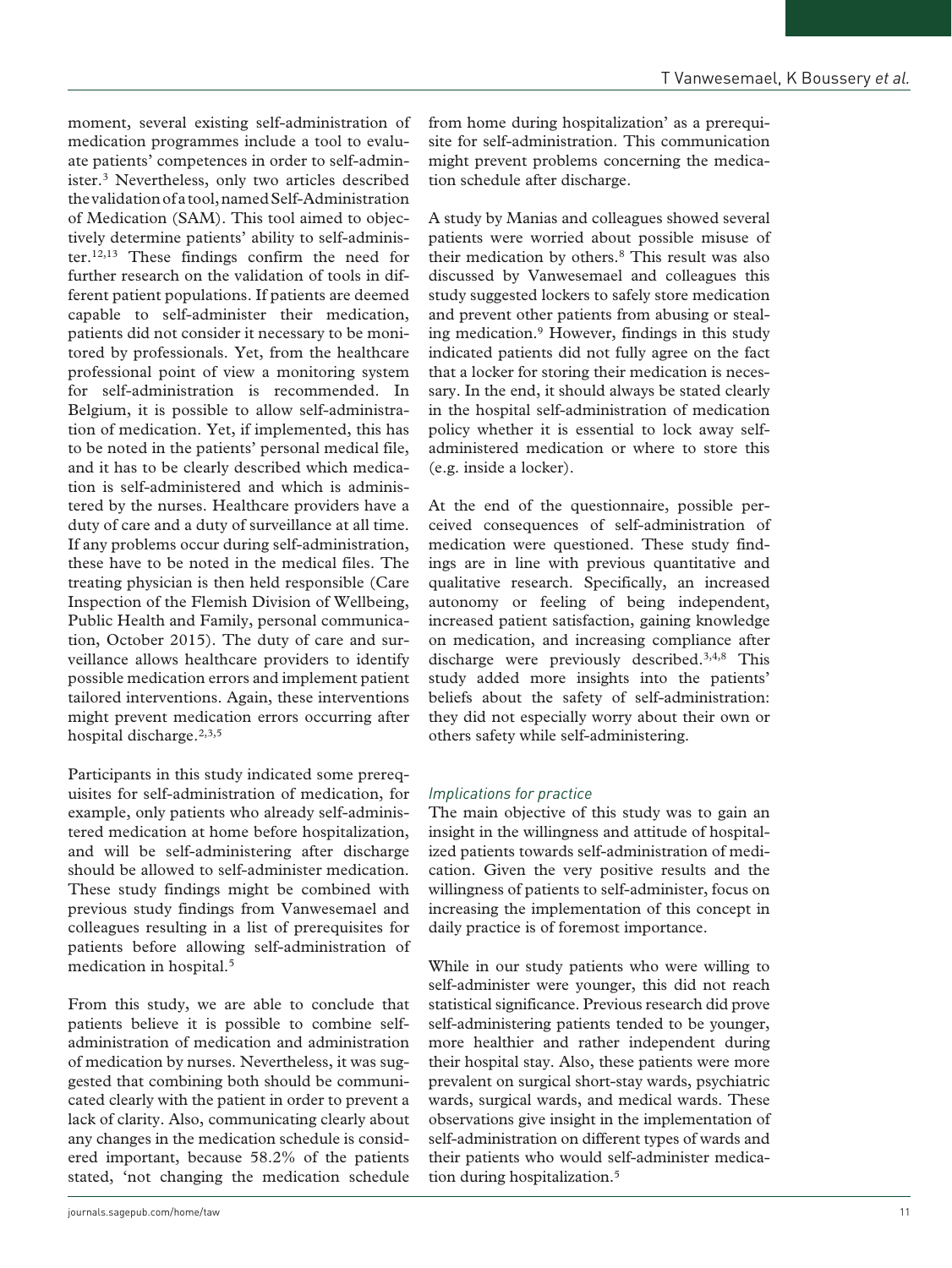moment, several existing self-administration of medication programmes include a tool to evaluate patients' competences in order to self-administer.[3] Nevertheless, only two articles described the validation of a tool, named Self-Administration of Medication (SAM). This tool aimed to objectively determine patients' ability to self-administer.[12,13] These findings confirm the need for further research on the validation of tools in different patient populations. If patients are deemed capable to self-administer their medication, patients did not consider it necessary to be monitored by professionals. Yet, from the healthcare professional point of view a monitoring system for self-administration is recommended. In Belgium, it is possible to allow self-administration of medication. Yet, if implemented, this has to be noted in the patients' personal medical file, and it has to be clearly described which medication is self-administered and which is administered by the nurses. Healthcare providers have a duty of care and a duty of surveillance at all time. If any problems occur during self-administration, these have to be noted in the medical files. The treating physician is then held responsible (Care Inspection of the Flemish Division of Wellbeing, Public Health and Family, personal communication, October 2015). The duty of care and surveillance allows healthcare providers to identify possible medication errors and implement patient tailored interventions. Again, these interventions might prevent medication errors occurring after hospital discharge.[2,3,5]

Participants in this study indicated some prerequisites for self-administration of medication, for example, only patients who already self-administered medication at home before hospitalization, and will be self-administering after discharge should be allowed to self-administer medication. These study findings might be combined with previous study findings from Vanwesemael and colleagues resulting in a list of prerequisites for patients before allowing self-administration of medication in hospital.[5]

From this study, we are able to conclude that patients believe it is possible to combine self-administration of medication and administration of medication by nurses. Nevertheless, it was suggested that combining both should be communicated clearly with the patient in order to prevent a lack of clarity. Also, communicating clearly about any changes in the medication schedule is considered important, because 58.2% of the patients stated, 'not changing the medication schedule from home during hospitalization' as a prerequisite for self-administration. This communication might prevent problems concerning the medication schedule after discharge.

A study by Manias and colleagues showed several patients were worried about possible misuse of their medication by others.[8] This result was also discussed by Vanwesemael and colleagues this study suggested lockers to safely store medication and prevent other patients from abusing or stealing medication.[9] However, findings in this study indicated patients did not fully agree on the fact that a locker for storing their medication is necessary. In the end, it should always be stated clearly in the hospital self-administration of medication policy whether it is essential to lock away self-administered medication or where to store this (e.g. inside a locker).

At the end of the questionnaire, possible perceived consequences of self-administration of medication were questioned. These study findings are in line with previous quantitative and qualitative research. Specifically, an increased autonomy or feeling of being independent, increased patient satisfaction, gaining knowledge on medication, and increasing compliance after discharge were previously described.[3,4,8] This study added more insights into the patients' beliefs about the safety of self-administration: they did not especially worry about their own or others safety while self-administering.

### *Implications for practice*

The main objective of this study was to gain an insight in the willingness and attitude of hospitalized patients towards self-administration of medication. Given the very positive results and the willingness of patients to self-administer, focus on increasing the implementation of this concept in daily practice is of foremost importance.

While in our study patients who were willing to self-administer were younger, this did not reach statistical significance. Previous research did prove self-administering patients tended to be younger, more healthier and rather independent during their hospital stay. Also, these patients were more prevalent on surgical short-stay wards, psychiatric wards, surgical wards, and medical wards. These observations give insight in the implementation of self-administration on different types of wards and their patients who would self-administer medication during hospitalization.[5]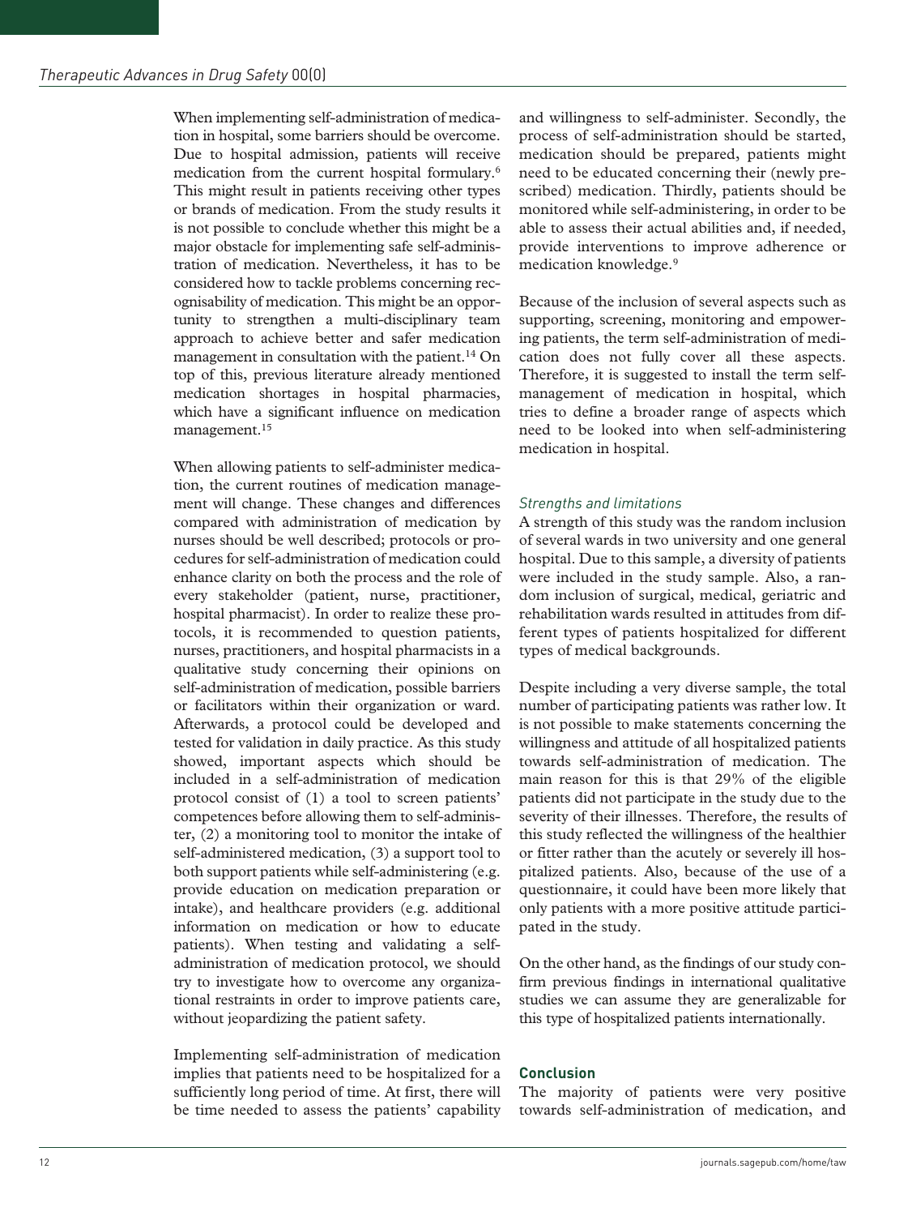When implementing self-administration of medication in hospital, some barriers should be overcome. Due to hospital admission, patients will receive medication from the current hospital formulary.[6] This might result in patients receiving other types or brands of medication. From the study results it is not possible to conclude whether this might be a major obstacle for implementing safe self-administration of medication. Nevertheless, it has to be considered how to tackle problems concerning recognisability of medication. This might be an opportunity to strengthen a multi-disciplinary team approach to achieve better and safer medication management in consultation with the patient.[14] On top of this, previous literature already mentioned medication shortages in hospital pharmacies, which have a significant influence on medication management.[15]

When allowing patients to self-administer medication, the current routines of medication management will change. These changes and differences compared with administration of medication by nurses should be well described; protocols or procedures for self-administration of medication could enhance clarity on both the process and the role of every stakeholder (patient, nurse, practitioner, hospital pharmacist). In order to realize these protocols, it is recommended to question patients, nurses, practitioners, and hospital pharmacists in a qualitative study concerning their opinions on self-administration of medication, possible barriers or facilitators within their organization or ward. Afterwards, a protocol could be developed and tested for validation in daily practice. As this study showed, important aspects which should be included in a self-administration of medication protocol consist of (1) a tool to screen patients' competences before allowing them to self-administer, (2) a monitoring tool to monitor the intake of self-administered medication, (3) a support tool to both support patients while self-administering (e.g. provide education on medication preparation or intake), and healthcare providers (e.g. additional information on medication or how to educate patients). When testing and validating a self-administration of medication protocol, we should try to investigate how to overcome any organizational restraints in order to improve patients care, without jeopardizing the patient safety.

Implementing self-administration of medication implies that patients need to be hospitalized for a sufficiently long period of time. At first, there will be time needed to assess the patients' capability and willingness to self-administer. Secondly, the process of self-administration should be started, medication should be prepared, patients might need to be educated concerning their (newly prescribed) medication. Thirdly, patients should be monitored while self-administering, in order to be able to assess their actual abilities and, if needed, provide interventions to improve adherence or medication knowledge.[9]

Because of the inclusion of several aspects such as supporting, screening, monitoring and empowering patients, the term self-administration of medication does not fully cover all these aspects. Therefore, it is suggested to install the term self-management of medication in hospital, which tries to define a broader range of aspects which need to be looked into when self-administering medication in hospital.

### *Strengths and limitations*

A strength of this study was the random inclusion of several wards in two university and one general hospital. Due to this sample, a diversity of patients were included in the study sample. Also, a random inclusion of surgical, medical, geriatric and rehabilitation wards resulted in attitudes from different types of patients hospitalized for different types of medical backgrounds.

Despite including a very diverse sample, the total number of participating patients was rather low. It is not possible to make statements concerning the willingness and attitude of all hospitalized patients towards self-administration of medication. The main reason for this is that 29% of the eligible patients did not participate in the study due to the severity of their illnesses. Therefore, the results of this study reflected the willingness of the healthier or fitter rather than the acutely or severely ill hospitalized patients. Also, because of the use of a questionnaire, it could have been more likely that only patients with a more positive attitude participated in the study.

On the other hand, as the findings of our study confirm previous findings in international qualitative studies we can assume they are generalizable for this type of hospitalized patients internationally.

## Conclusion

The majority of patients were very positive towards self-administration of medication, and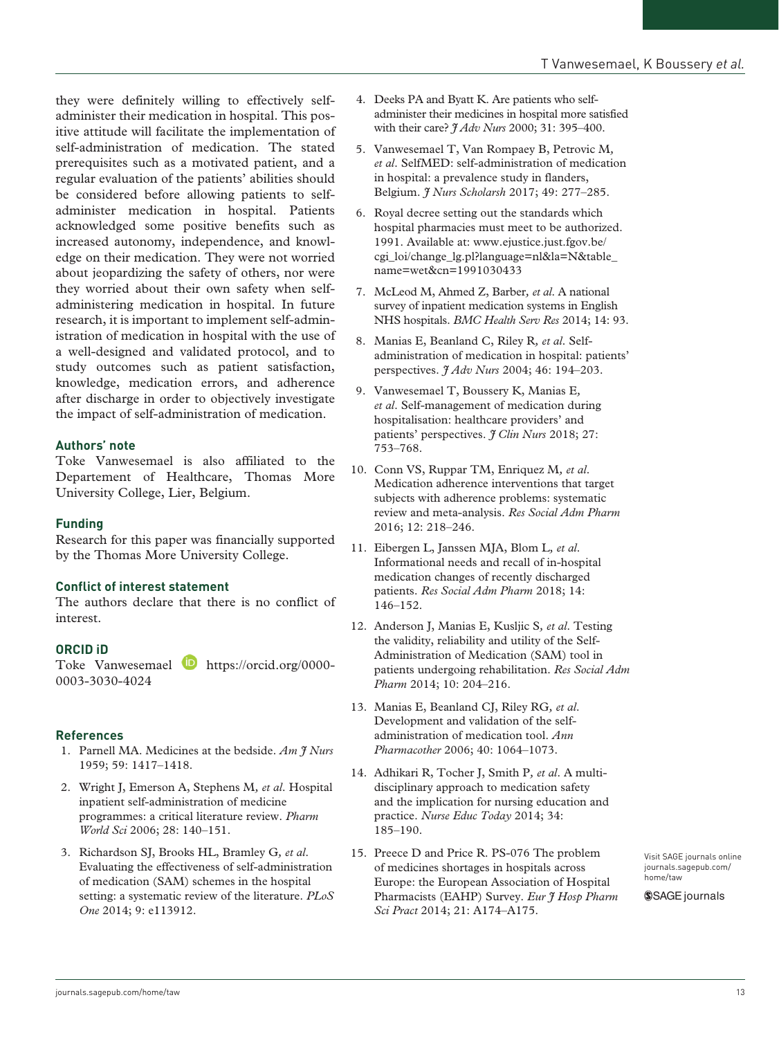they were definitely willing to effectively self-administer their medication in hospital. This positive attitude will facilitate the implementation of self-administration of medication. The stated prerequisites such as a motivated patient, and a regular evaluation of the patients' abilities should be considered before allowing patients to self-administer medication in hospital. Patients acknowledged some positive benefits such as increased autonomy, independence, and knowledge on their medication. They were not worried about jeopardizing the safety of others, nor were they worried about their own safety when self-administering medication in hospital. In future research, it is important to implement self-administration of medication in hospital with the use of a well-designed and validated protocol, and to study outcomes such as patient satisfaction, knowledge, medication errors, and adherence after discharge in order to objectively investigate the impact of self-administration of medication.

### Authors' note

Toke Vanwesemael is also affiliated to the Departement of Healthcare, Thomas More University College, Lier, Belgium.

### Funding

Research for this paper was financially supported by the Thomas More University College.

### Conflict of interest statement

The authors declare that there is no conflict of interest.

### ORCID iD

Toke Vanwesemael https://orcid.org/0000-0003-3030-4024

### References

1. Parnell MA. Medicines at the bedside. *Am J Nurs* 1959; 59: 1417–1418.
2. Wright J, Emerson A, Stephens M*, et al*. Hospital inpatient self-administration of medicine programmes: a critical literature review. *Pharm World Sci* 2006; 28: 140–151.
3. Richardson SJ, Brooks HL, Bramley G*, et al*. Evaluating the effectiveness of self-administration of medication (SAM) schemes in the hospital setting: a systematic review of the literature. *PLoS One* 2014; 9: e113912.
4. Deeks PA and Byatt K. Are patients who self-administer their medicines in hospital more satisfied with their care? *J Adv Nurs* 2000; 31: 395–400.
5. Vanwesemael T, Van Rompaey B, Petrovic M, *et al*. SelfMED: self-administration of medication in hospital: a prevalence study in flanders, Belgium. *J Nurs Scholarsh* 2017; 49: 277–285.
6. Royal decree setting out the standards which hospital pharmacies must meet to be authorized. 1991. Available at: www.ejustice.just.fgov.be/cgi_loi/change_lg.pl?language=nl&la=N&table_name=wet&cn=1991030433
7. McLeod M, Ahmed Z, Barber*, et al*. A national survey of inpatient medication systems in English NHS hospitals. *BMC Health Serv Res* 2014; 14: 93.
8. Manias E, Beanland C, Riley R*, et al*. Self-administration of medication in hospital: patients' perspectives. *J Adv Nurs* 2004; 46: 194–203.
9. Vanwesemael T, Boussery K, Manias E, *et al*. Self-management of medication during hospitalisation: healthcare providers' and patients' perspectives. *J Clin Nurs* 2018; 27: 753–768.
10. Conn VS, Ruppar TM, Enriquez M*, et al*. Medication adherence interventions that target subjects with adherence problems: systematic review and meta-analysis. *Res Social Adm Pharm* 2016; 12: 218–246.
11. Eibergen L, Janssen MJA, Blom L*, et al*. Informational needs and recall of in-hospital medication changes of recently discharged patients. *Res Social Adm Pharm* 2018; 14: 146–152.
12. Anderson J, Manias E, Kusljic S*, et al*. Testing the validity, reliability and utility of the Self-Administration of Medication (SAM) tool in patients undergoing rehabilitation. *Res Social Adm Pharm* 2014; 10: 204–216.
13. Manias E, Beanland CJ, Riley RG*, et al*. Development and validation of the self-administration of medication tool. *Ann Pharmacother* 2006; 40: 1064–1073.
14. Adhikari R, Tocher J, Smith P*, et al*. A multi-disciplinary approach to medication safety and the implication for nursing education and practice. *Nurse Educ Today* 2014; 34: 185–190.
15. Preece D and Price R. PS-076 The problem of medicines shortages in hospitals across Europe: the European Association of Hospital Pharmacists (EAHP) Survey. *Eur J Hosp Pharm Sci Pract* 2014; 21: A174–A175.